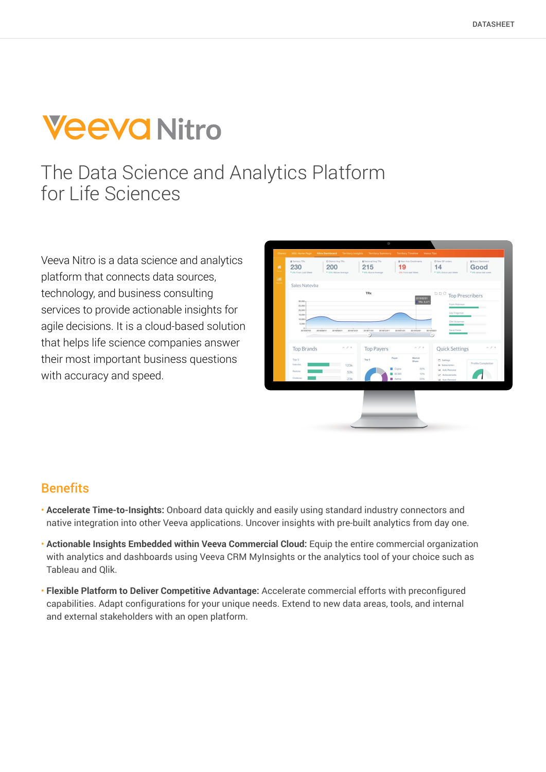DATASHEET

# Veeva Nitro

## The Data Science and Analytics Platform for Life Sciences

Veeva Nitro is a data science and analytics platform that connects data sources, technology, and business consulting services to provide actionable insights for agile decisions. It is a cloud-based solution that helps life science companies answer their most important business questions with accuracy and speed.

## Benefits

- **Accelerate Time-to-Insights:** Onboard data quickly and easily using standard industry connectors and native integration into other Veeva applications. Uncover insights with pre-built analytics from day one.
- **Actionable Insights Embedded within Veeva Commercial Cloud:** Equip the entire commercial organization with analytics and dashboards using Veeva CRM MyInsights or the analytics tool of your choice such as Tableau and Qlik.
- **Flexible Platform to Deliver Competitive Advantage:** Accelerate commercial efforts with preconfigured capabilities. Adapt configurations for your unique needs. Extend to new data areas, tools, and internal and external stakeholders with an open platform.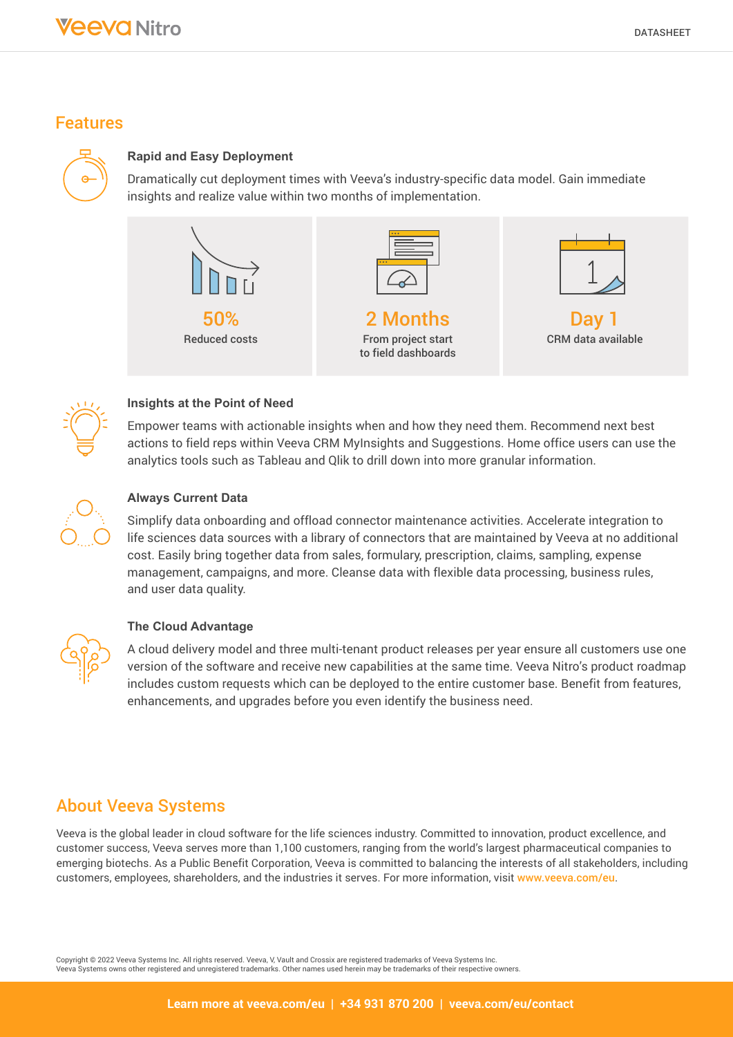## Features

### Rapid and Easy Deployment

Dramatically cut deployment times with Veeva's industry-specific data model. Gain immediate insights and realize value within two months of implementation.

**50%**
Reduced costs

**2 Months**
From project start to field dashboards

**Day 1**
CRM data available

### Insights at the Point of Need

Empower teams with actionable insights when and how they need them. Recommend next best actions to field reps within Veeva CRM MyInsights and Suggestions. Home office users can use the analytics tools such as Tableau and Qlik to drill down into more granular information.

### Always Current Data

Simplify data onboarding and offload connector maintenance activities. Accelerate integration to life sciences data sources with a library of connectors that are maintained by Veeva at no additional cost. Easily bring together data from sales, formulary, prescription, claims, sampling, expense management, campaigns, and more. Cleanse data with flexible data processing, business rules, and user data quality.

### The Cloud Advantage

A cloud delivery model and three multi-tenant product releases per year ensure all customers use one version of the software and receive new capabilities at the same time. Veeva Nitro's product roadmap includes custom requests which can be deployed to the entire customer base. Benefit from features, enhancements, and upgrades before you even identify the business need.

## About Veeva Systems

Veeva is the global leader in cloud software for the life sciences industry. Committed to innovation, product excellence, and customer success, Veeva serves more than 1,100 customers, ranging from the world's largest pharmaceutical companies to emerging biotechs. As a Public Benefit Corporation, Veeva is committed to balancing the interests of all stakeholders, including customers, employees, shareholders, and the industries it serves. For more information, visit www.veeva.com/eu.

Copyright © 2022 Veeva Systems Inc. All rights reserved. Veeva, V, Vault and Crossix are registered trademarks of Veeva Systems Inc. Veeva Systems owns other registered and unregistered trademarks. Other names used herein may be trademarks of their respective owners.

**Learn more at veeva.com/eu | +34 931 870 200 | veeva.com/eu/contact**